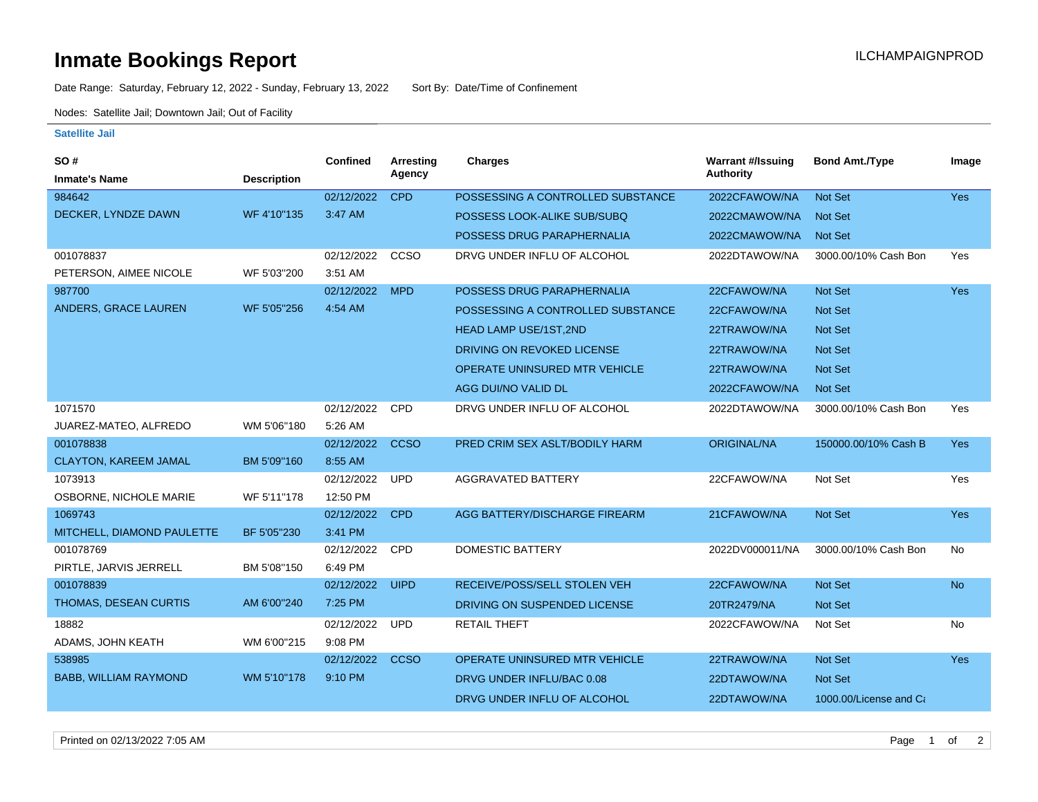# Inmate Bookings Report

ILCHAMPAIGNPROD

Date Range: Saturday, February 12, 2022 - Sunday, February 13, 2022 Sort By: Date/Time of Confinement

Nodes: Satellite Jail; Downtown Jail; Out of Facility

### Satellite Jail

| SO # / Inmate's Name | Description | Confined | Arresting Agency | Charges | Warrant #/Issuing Authority | Bond Amt./Type | Image |
|---|---|---|---|---|---|---|---|
| 984642 DECKER, LYNDZE DAWN | WF 4'10"135 | 02/12/2022 3:47 AM | CPD | POSSESSING A CONTROLLED SUBSTANCE | 2022CFAWOW/NA | Not Set | Yes |
| | | | | POSSESS LOOK-ALIKE SUB/SUBQ | 2022CMAWOW/NA | Not Set | |
| | | | | POSSESS DRUG PARAPHERNALIA | 2022CMAWOW/NA | Not Set | |
| 001078837 PETERSON, AIMEE NICOLE | WF 5'03"200 | 02/12/2022 3:51 AM | CCSO | DRVG UNDER INFLU OF ALCOHOL | 2022DTAWOW/NA | 3000.00/10% Cash Bon | Yes |
| 987700 ANDERS, GRACE LAUREN | WF 5'05"256 | 02/12/2022 4:54 AM | MPD | POSSESS DRUG PARAPHERNALIA | 22CFAWOW/NA | Not Set | Yes |
| | | | | POSSESSING A CONTROLLED SUBSTANCE | 22CFAWOW/NA | Not Set | |
| | | | | HEAD LAMP USE/1ST,2ND | 22TRAWOW/NA | Not Set | |
| | | | | DRIVING ON REVOKED LICENSE | 22TRAWOW/NA | Not Set | |
| | | | | OPERATE UNINSURED MTR VEHICLE | 22TRAWOW/NA | Not Set | |
| | | | | AGG DUI/NO VALID DL | 2022CFAWOW/NA | Not Set | |
| 1071570 JUAREZ-MATEO, ALFREDO | WM 5'06"180 | 02/12/2022 5:26 AM | CPD | DRVG UNDER INFLU OF ALCOHOL | 2022DTAWOW/NA | 3000.00/10% Cash Bon | Yes |
| 001078838 CLAYTON, KAREEM JAMAL | BM 5'09"160 | 02/12/2022 8:55 AM | CCSO | PRED CRIM SEX ASLT/BODILY HARM | ORIGINAL/NA | 150000.00/10% Cash B | Yes |
| 1073913 OSBORNE, NICHOLE MARIE | WF 5'11"178 | 02/12/2022 12:50 PM | UPD | AGGRAVATED BATTERY | 22CFAWOW/NA | Not Set | Yes |
| 1069743 MITCHELL, DIAMOND PAULETTE | BF 5'05"230 | 02/12/2022 3:41 PM | CPD | AGG BATTERY/DISCHARGE FIREARM | 21CFAWOW/NA | Not Set | Yes |
| 001078769 PIRTLE, JARVIS JERRELL | BM 5'08"150 | 02/12/2022 6:49 PM | CPD | DOMESTIC BATTERY | 2022DV000011/NA | 3000.00/10% Cash Bon | No |
| 001078839 THOMAS, DESEAN CURTIS | AM 6'00"240 | 02/12/2022 7:25 PM | UIPD | RECEIVE/POSS/SELL STOLEN VEH | 22CFAWOW/NA | Not Set | No |
| | | | | DRIVING ON SUSPENDED LICENSE | 20TR2479/NA | Not Set | |
| 18882 ADAMS, JOHN KEATH | WM 6'00"215 | 02/12/2022 9:08 PM | UPD | RETAIL THEFT | 2022CFAWOW/NA | Not Set | No |
| 538985 BABB, WILLIAM RAYMOND | WM 5'10"178 | 02/12/2022 9:10 PM | CCSO | OPERATE UNINSURED MTR VEHICLE | 22TRAWOW/NA | Not Set | Yes |
| | | | | DRVG UNDER INFLU/BAC 0.08 | 22DTAWOW/NA | Not Set | |
| | | | | DRVG UNDER INFLU OF ALCOHOL | 22DTAWOW/NA | 1000.00/License and Ca | |

Printed on 02/13/2022 7:05 AM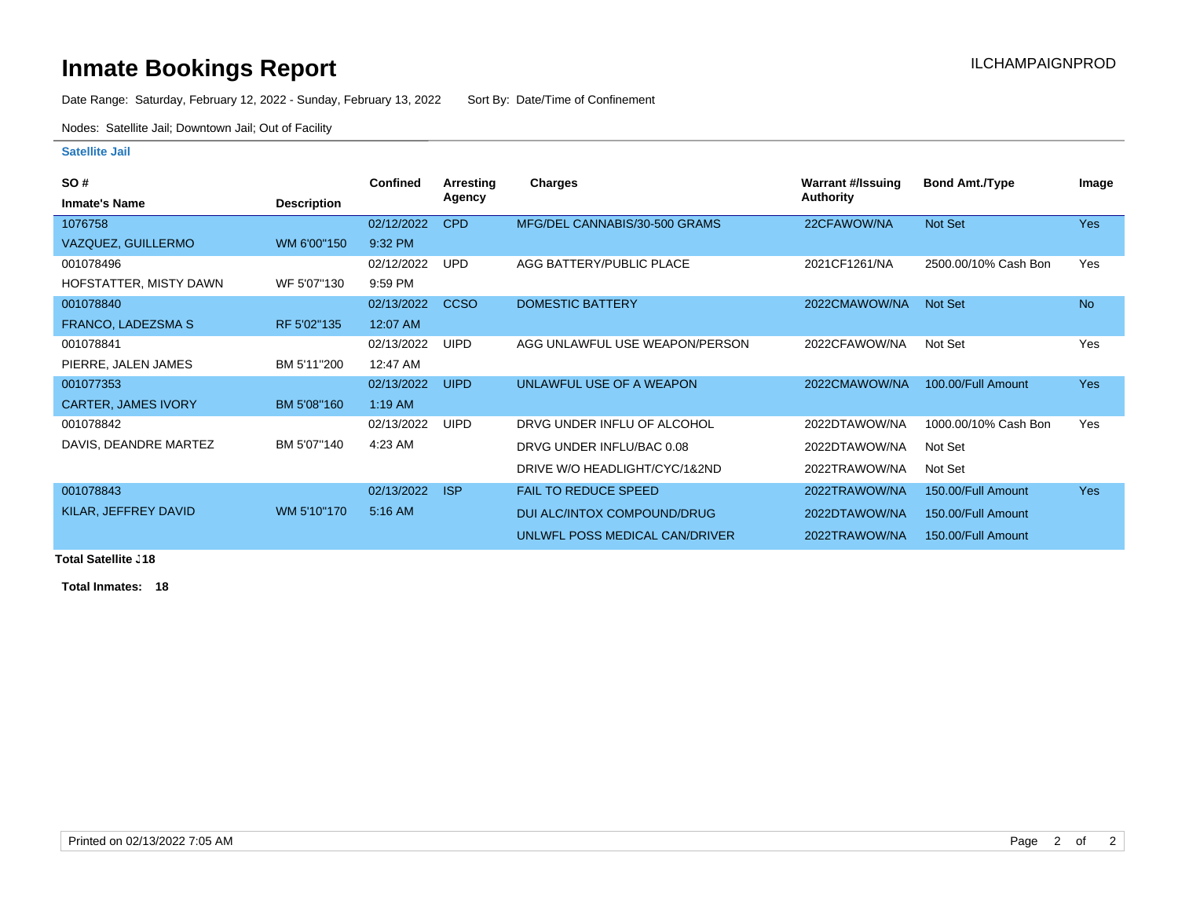# Inmate Bookings Report

ILCHAMPAIGNPROD

Date Range: Saturday, February 12, 2022 - Sunday, February 13, 2022 Sort By: Date/Time of Confinement

Nodes: Satellite Jail; Downtown Jail; Out of Facility

**Satellite Jail**

| SO # / Inmate's Name | Description | Confined | Arresting Agency | Charges | Warrant #/Issuing Authority | Bond Amt./Type | Image |
|---|---|---|---|---|---|---|---|
| 1076758 | | 02/12/2022 | CPD | MFG/DEL CANNABIS/30-500 GRAMS | 22CFAWOW/NA | Not Set | Yes |
| VAZQUEZ, GUILLERMO | WM 6'00"150 | 9:32 PM | | | | | |
| 001078496 | | 02/12/2022 | UPD | AGG BATTERY/PUBLIC PLACE | 2021CF1261/NA | 2500.00/10% Cash Bon | Yes |
| HOFSTATTER, MISTY DAWN | WF 5'07"130 | 9:59 PM | | | | | |
| 001078840 | | 02/13/2022 | CCSO | DOMESTIC BATTERY | 2022CMAWOW/NA | Not Set | No |
| FRANCO, LADEZSMA S | RF 5'02"135 | 12:07 AM | | | | | |
| 001078841 | | 02/13/2022 | UIPD | AGG UNLAWFUL USE WEAPON/PERSON | 2022CFAWOW/NA | Not Set | Yes |
| PIERRE, JALEN JAMES | BM 5'11"200 | 12:47 AM | | | | | |
| 001077353 | | 02/13/2022 | UIPD | UNLAWFUL USE OF A WEAPON | 2022CMAWOW/NA | 100.00/Full Amount | Yes |
| CARTER, JAMES IVORY | BM 5'08"160 | 1:19 AM | | | | | |
| 001078842 | | 02/13/2022 | UIPD | DRVG UNDER INFLU OF ALCOHOL | 2022DTAWOW/NA | 1000.00/10% Cash Bon | Yes |
| DAVIS, DEANDRE MARTEZ | BM 5'07"140 | 4:23 AM | | DRVG UNDER INFLU/BAC 0.08 | 2022DTAWOW/NA | Not Set | |
| | | | | DRIVE W/O HEADLIGHT/CYC/1&2ND | 2022TRAWOW/NA | Not Set | |
| 001078843 | | 02/13/2022 | ISP | FAIL TO REDUCE SPEED | 2022TRAWOW/NA | 150.00/Full Amount | Yes |
| KILAR, JEFFREY DAVID | WM 5'10"170 | 5:16 AM | | DUI ALC/INTOX COMPOUND/DRUG | 2022DTAWOW/NA | 150.00/Full Amount | |
| | | | | UNLWFL POSS MEDICAL CAN/DRIVER | 2022TRAWOW/NA | 150.00/Full Amount | |

**Total Satellite J 18**

**Total Inmates: 18**

Printed on 02/13/2022 7:05 AM